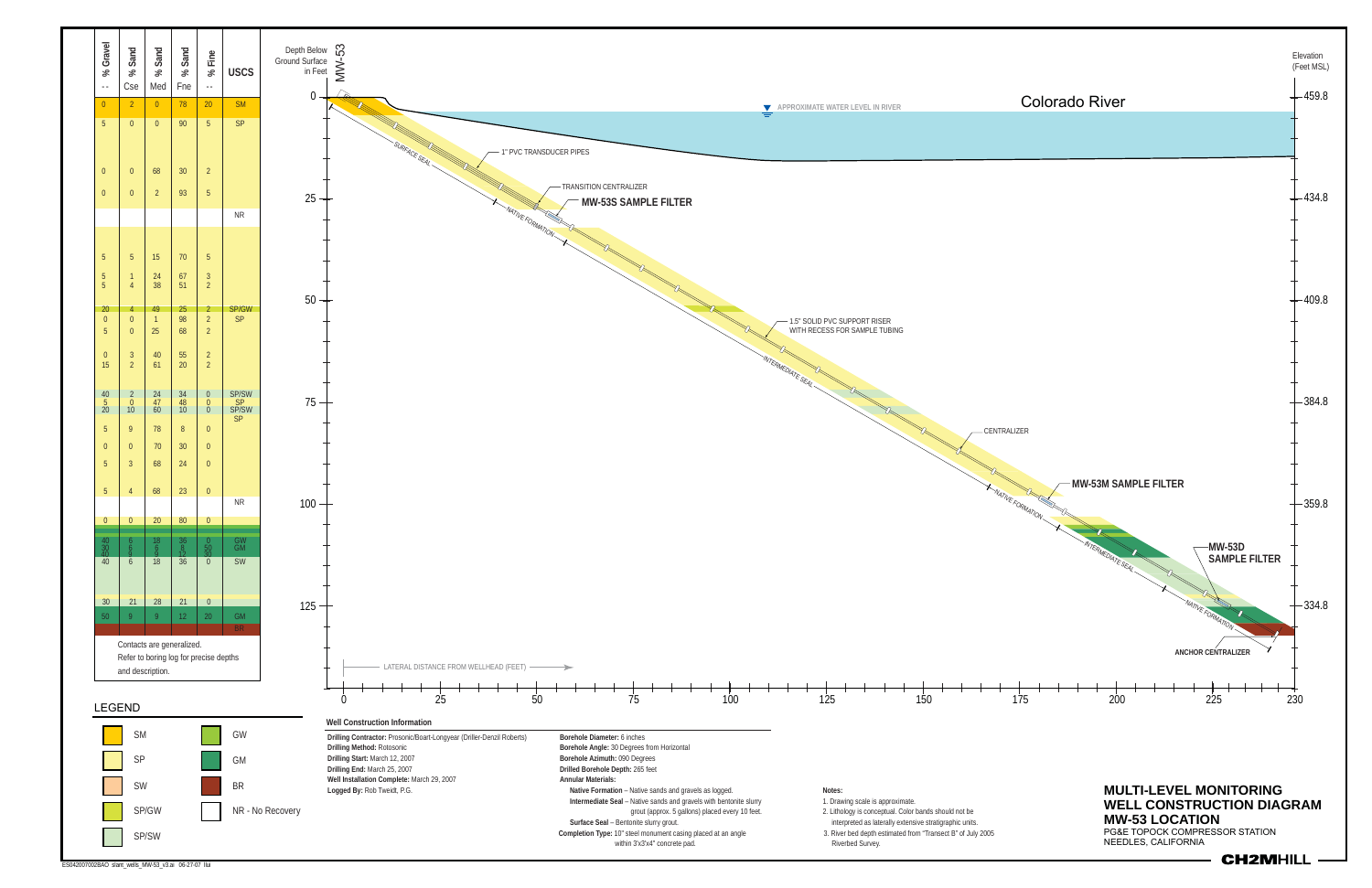# MULTI-LEVEL MONITORING WELL CONSTRUCTION DIAGRAM

## MW-53 LOCATION

PG&E TOPOCK COMPRESSOR STATION
NEEDLES, CALIFORNIA

| % Gravel | % Sand Cse | % Sand Med | % Sand Fne | % Fine | USCS |
|---|---|---|---|---|---|
| 0 | 2 | 0 | 78 | 20 | SM |
| 5 | 0 | 0 | 90 | 5 | SP |
| 0 | 0 | 68 | 30 | 2 | |
| 0 | 0 | 2 | 93 | 5 | |
| | | | | | NR |
| 5 | 5 | 15 | 70 | 5 | |
| 5 | 1 | 24 | 67 | 3 | |
| 5 | 4 | 38 | 51 | 2 | |
| 20 | 4 | 49 | 25 | 2 | SP/GW |
| 0 | 0 | 1 | 98 | 2 | SP |
| 5 | 0 | 25 | 68 | 2 | |
| 0 | 3 | 40 | 55 | 2 | |
| 15 | 2 | 61 | 20 | 2 | |
| 40 | 2 | 24 | 34 | 0 | SP/SW |
| 5 | 0 | 47 | 48 | 0 | SP |
| 20 | 10 | 60 | 10 | 0 | SP/SW |
| | | | | | SP |
| 5 | 9 | 78 | 8 | 0 | |
| 0 | 0 | 70 | 30 | 0 | |
| 5 | 3 | 68 | 24 | 0 | |
| 5 | 4 | 68 | 23 | 0 | |
| | | | | | NR |
| 0 | 0 | 20 | 80 | 0 | |
| 40 | 6 | 18 | 36 | 0 | GW |
| 30 | 6 | 6 | 8 | 50 | GM |
| 40 | 9 | 9 | 12 | 30 | |
| 40 | 6 | 18 | 36 | 0 | SW |
| 30 | 21 | 28 | 21 | 0 | |
| 50 | 9 | 9 | 12 | 20 | GM |
| | | | | | BR |

Contacts are generalized. Refer to boring log for precise depths and description.

**LEGEND**

- SM
- SP
- SW
- SP/GW
- SP/SW
- GW
- GM
- BR
- NR - No Recovery

Diagram labels: Depth Below Ground Surface in Feet (0, 25, 50, 75, 100, 125); MW-53; Elevation (Feet MSL) (459.8, 434.8, 409.8, 384.8, 359.8, 334.8); Colorado River; APPROXIMATE WATER LEVEL IN RIVER; 1" PVC TRANSDUCER PIPES; SURFACE SEAL; TRANSITION CENTRALIZER; MW-53S SAMPLE FILTER; NATIVE FORMATION; 1.5" SOLID PVC SUPPORT RISER WITH RECESS FOR SAMPLE TUBING; INTERMEDIATE SEAL; CENTRALIZER; MW-53M SAMPLE FILTER; NATIVE FORMATION; INTERMEDIATE SEAL; MW-53D SAMPLE FILTER; NATIVE FORMATION; ANCHOR CENTRALIZER; LATERAL DISTANCE FROM WELLHEAD (FEET) (0, 25, 50, 75, 100, 125, 150, 175, 200, 225, 230)

**Well Construction Information**

**Drilling Contractor:** Prosonic/Boart-Longyear (Driller-Denzil Roberts)
**Drilling Method:** Rotosonic
**Drilling Start:** March 12, 2007
**Drilling End:** March 25, 2007
**Well Installation Complete:** March 29, 2007
**Logged By:** Rob Tweidt, P.G.

**Borehole Diameter:** 6 inches
**Borehole Angle:** 30 Degrees from Horizontal
**Borehole Azimuth:** 090 Degrees
**Drilled Borehole Depth:** 265 feet
**Annular Materials:**
**Native Formation** – Native sands and gravels as logged.
**Intermediate Seal** – Native sands and gravels with bentonite slurry grout (approx. 5 gallons) placed every 10 feet.
**Surface Seal** – Bentonite slurry grout.
**Completion Type:** 10" steel monument casing placed at an angle within 3'x3'x4" concrete pad.

**Notes:**

1. Drawing scale is approximate.
2. Lithology is conceptual. Color bands should not be interpreted as laterally extensive stratigraphic units.
3. River bed depth estimated from "Transect B" of July 2005 Riverbed Survey.

CH2MHILL

ES042007002BAO slant_wells_MW-53_v3.ai 06-27-07 llui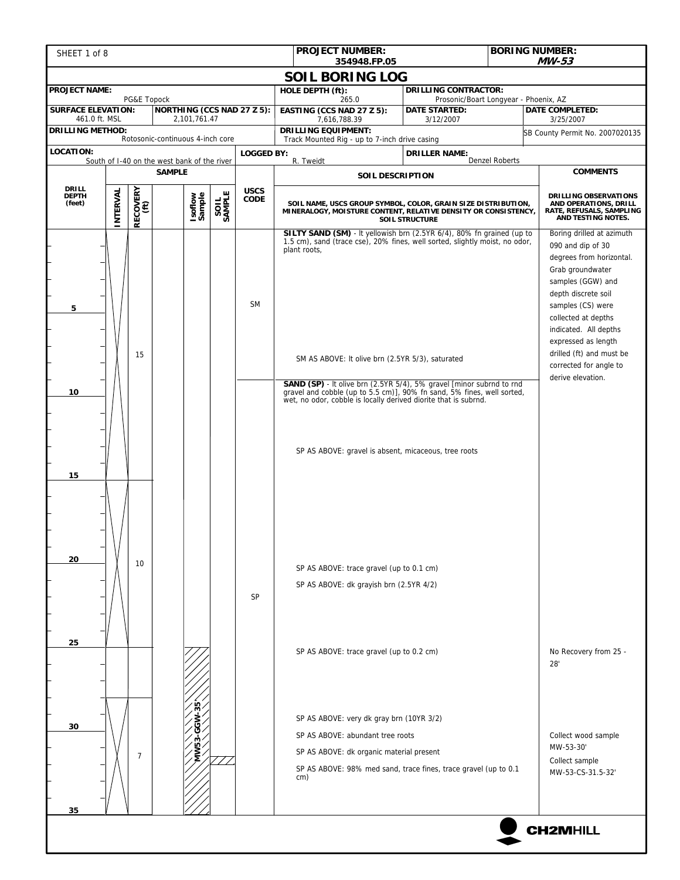SHEET 1 of 8

**PROJECT NUMBER:** 354948.FP.05

**BORING NUMBER:** *MW-53*

# SOIL BORING LOG

| PROJECT NAME: | HOLE DEPTH (ft): | DRILLING CONTRACTOR: |
|---|---|---|
| PG&E Topock | 265.0 | Prosonic/Boart Longyear - Phoenix, AZ |

| SURFACE ELEVATION: | NORTHING (CCS NAD 27 Z 5): | EASTING (CCS NAD 27 Z 5): | DATE STARTED: | DATE COMPLETED: |
|---|---|---|---|---|
| 461.0 ft. MSL | 2,101,761.47 | 7,616,788.39 | 3/12/2007 | 3/25/2007 |

| DRILLING METHOD: | DRILLING EQUIPMENT: | |
|---|---|---|
| Rotosonic-continuous 4-inch core | Track Mounted Rig - up to 7-inch drive casing | SB County Permit No. 2007020135 |

| LOCATION: | LOGGED BY: | DRILLER NAME: |
|---|---|---|
| South of I-40 on the west bank of the river | R. Tweidt | Denzel Roberts |

| DRILL DEPTH (feet) | SAMPLE INTERVAL | RECOVERY (ft) | Isoflow Sample | SOIL SAMPLE | USCS CODE | SOIL DESCRIPTION (SOIL NAME, USCS GROUP SYMBOL, COLOR, GRAIN SIZE DISTRIBUTION, MINERALOGY, MOISTURE CONTENT, RELATIVE DENSITY OR CONSISTENCY, SOIL STRUCTURE) | COMMENTS (DRILLING OBSERVATIONS AND OPERATIONS, DRILL RATE, REFUSALS, SAMPLING AND TESTING NOTES.) |
|---|---|---|---|---|---|---|---|
| 0 | | | | | SM | **SILTY SAND (SM)** - lt yellowish brn (2.5YR 6/4), 80% fn grained (up to 1.5 cm), sand (trace cse), 20% fines, well sorted, slightly moist, no odor, plant roots, | Boring drilled at azimuth 090 and dip of 30 degrees from horizontal. Grab groundwater samples (GGW) and depth discrete soil samples (CS) were collected at depths indicated. All depths expressed as length drilled (ft) and must be corrected for angle to derive elevation. |
| 5 | 0-15 | 15 | | | SM | | |
| 8 | | | | | SM | SM AS ABOVE: lt olive brn (2.5YR 5/3), saturated | |
| 9.5 | | | | | SP | **SAND (SP)** - lt olive brn (2.5YR 5/4), 5% gravel [minor subrnd to rnd gravel and cobble (up to 5.5 cm)], 90% fn sand, 5% fines, well sorted, wet, no odor, cobble is locally derived diorite that is subrnd. | |
| 13 | | | | | SP | SP AS ABOVE: gravel is absent, micaceous, tree roots | |
| 15 | 15-25 | 10 | | | SP | | |
| 20 | | | | | SP | SP AS ABOVE: trace gravel (up to 0.1 cm) | |
| 21 | | | | | SP | SP AS ABOVE: dk grayish brn (2.5YR 4/2) | |
| 25 | 25-35 | 7 | MW53-GGW-35' | | SP | SP AS ABOVE: trace gravel (up to 0.2 cm) | No Recovery from 25 - 28' |
| 29 | | | | | SP | SP AS ABOVE: very dk gray brn (10YR 3/2) | |
| 30 | | | | | SP | SP AS ABOVE: abundant tree roots | Collect wood sample MW-53-30' |
| 31 | | | | | SP | SP AS ABOVE: dk organic material present | |
| 32 | | | | MW-53-CS-31.5-32' | SP | SP AS ABOVE: 98% med sand, trace fines, trace gravel (up to 0.1 cm) | Collect sample MW-53-CS-31.5-32' |
| 35 | | | | | | | |

CH2MHILL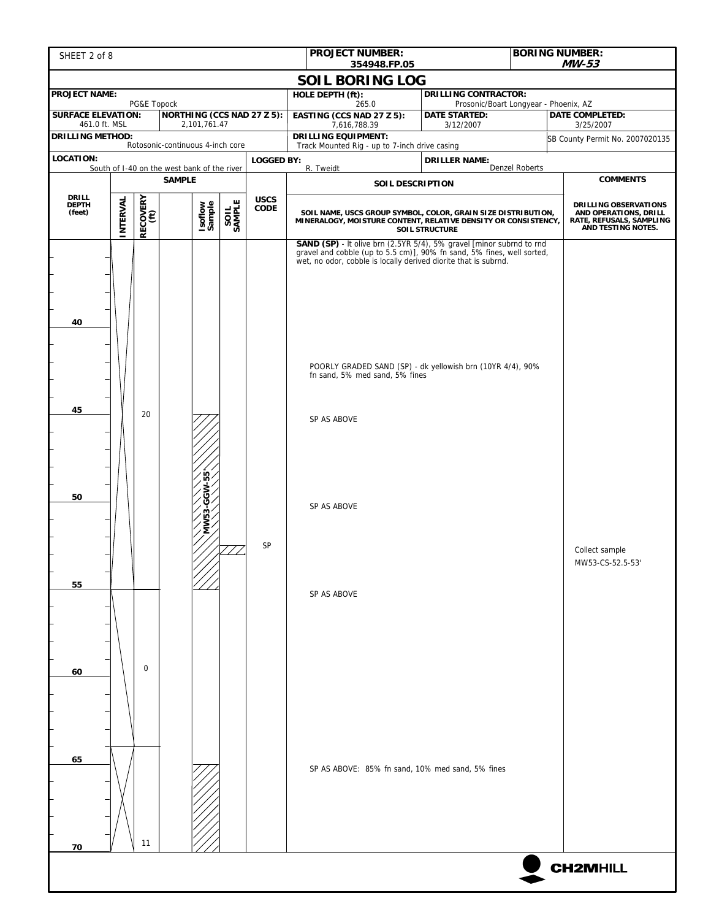| PROJECT NUMBER: 354948.FP.05 | BORING NUMBER: *MW-53* |
|---|---|

# SOIL BORING LOG

| | | | |
|---|---|---|---|
| **PROJECT NAME:** PG&E Topock | | **HOLE DEPTH (ft):** 265.0 | **DRILLING CONTRACTOR:** Prosonic/Boart Longyear - Phoenix, AZ |
| **SURFACE ELEVATION:** 461.0 ft. MSL | **NORTHING (CCS NAD 27 Z 5):** 2,101,761.47 | **EASTING (CCS NAD 27 Z 5):** 7,616,788.39 | **DATE STARTED:** 3/12/2007 — **DATE COMPLETED:** 3/25/2007 |
| **DRILLING METHOD:** Rotosonic-continuous 4-inch core | | **DRILLING EQUIPMENT:** Track Mounted Rig - up to 7-inch drive casing | SB County Permit No. 2007020135 |
| **LOCATION:** South of I-40 on the west bank of the river | **LOGGED BY:** R. Tweidt | | **DRILLER NAME:** Denzel Roberts |

| DRILL DEPTH (feet) | SAMPLE: INTERVAL | SAMPLE: RECOVERY (ft) | Isoflow Sample | SOIL SAMPLE | USCS CODE | SOIL DESCRIPTION (SOIL NAME, USCS GROUP SYMBOL, COLOR, GRAIN SIZE DISTRIBUTION, MINERALOGY, MOISTURE CONTENT, RELATIVE DENSITY OR CONSISTENCY, SOIL STRUCTURE) | COMMENTS (DRILLING OBSERVATIONS AND OPERATIONS, DRILL RATE, REFUSALS, SAMPLING AND TESTING NOTES.) |
|---|---|---|---|---|---|---|---|
| | | | | | | **SAND (SP)** - lt olive brn (2.5YR 5/4), 5% gravel [minor subrnd to rnd gravel and cobble (up to 5.5 cm)], 90% fn sand, 5% fines, well sorted, wet, no odor, cobble is locally derived diorite that is subrnd. | |
| 40 | | | | | | | |
| | | | | | | POORLY GRADED SAND (SP) - dk yellowish brn (10YR 4/4), 90% fn sand, 5% med sand, 5% fines | |
| 45 | | 20 | | | | SP AS ABOVE | |
| 50 | | | MW53-GGW-55' | | | SP AS ABOVE | |
| | | | | | SP | | Collect sample MW53-CS-52.5-53' |
| 55 | | | | | | SP AS ABOVE | |
| 60 | | 0 | | | | | |
| 65 | | | | | | SP AS ABOVE: 85% fn sand, 10% med sand, 5% fines | |
| 70 | | 11 | | | | | |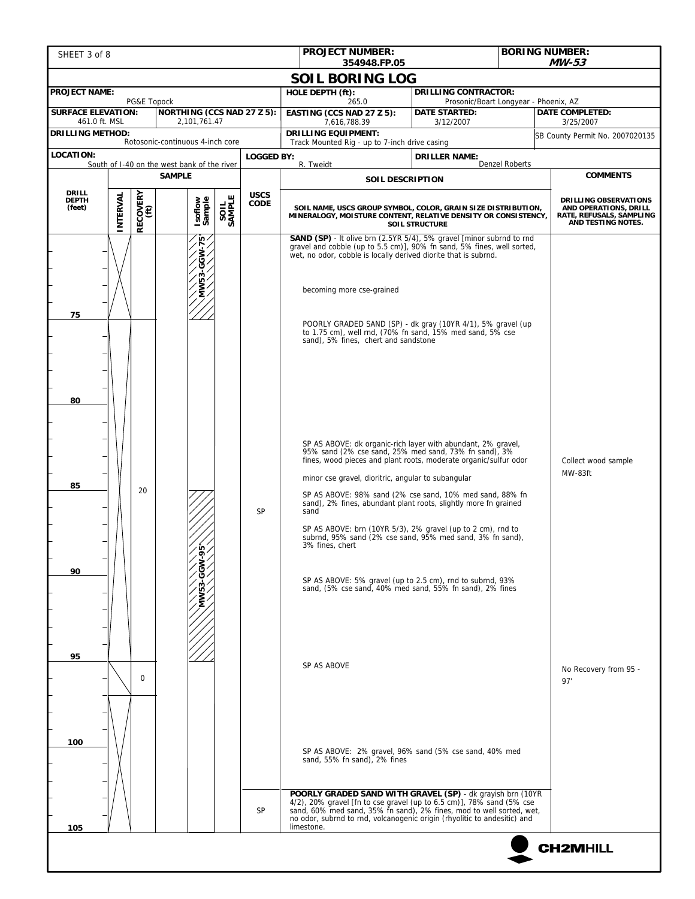**PROJECT NUMBER:** 354948.FP.05

**BORING NUMBER:** *MW-53*

# SOIL BORING LOG

| | | | |
|---|---|---|---|
| **PROJECT NAME:** PG&E Topock | **HOLE DEPTH (ft):** 265.0 | **DRILLING CONTRACTOR:** Prosonic/Boart Longyear - Phoenix, AZ | |
| **SURFACE ELEVATION:** 461.0 ft. MSL | **NORTHING (CCS NAD 27 Z 5):** 2,101,761.47 | **EASTING (CCS NAD 27 Z 5):** 7,616,788.39 | **DATE STARTED:** 3/12/2007 | 
| **DATE COMPLETED:** 3/25/2007 | **DRILLING METHOD:** Rotosonic-continuous 4-inch core | **DRILLING EQUIPMENT:** Track Mounted Rig - up to 7-inch drive casing | SB County Permit No. 2007020135 |
| **LOCATION:** South of I-40 on the west bank of the river | **LOGGED BY:** R. Tweidt | **DRILLER NAME:** Denzel Roberts | |

| DRILL DEPTH (feet) | SAMPLE: INTERVAL | SAMPLE: RECOVERY (ft) | | Isoflow Sample | SOIL SAMPLE | USCS CODE | SOIL DESCRIPTION (SOIL NAME, USCS GROUP SYMBOL, COLOR, GRAIN SIZE DISTRIBUTION, MINERALOGY, MOISTURE CONTENT, RELATIVE DENSITY OR CONSISTENCY, SOIL STRUCTURE) | COMMENTS (DRILLING OBSERVATIONS AND OPERATIONS, DRILL RATE, REFUSALS, SAMPLING AND TESTING NOTES.) |
|---|---|---|---|---|---|---|---|---|
| | | | | MW53-GGW-75' | | | **SAND (SP)** - lt olive brn (2.5YR 5/4), 5% gravel [minor subrnd to rnd gravel and cobble (up to 5.5 cm)], 90% fn sand, 5% fines, well sorted, wet, no odor, cobble is locally derived diorite that is subrnd. | |
| | | | | | | | becoming more cse-grained | |
| 75 | | | | | | | POORLY GRADED SAND (SP) - dk gray (10YR 4/1), 5% gravel (up to 1.75 cm), well rnd, (70% fn sand, 15% med sand, 5% cse sand), 5% fines, chert and sandstone | |
| 80 | | | | | | | | |
| | | | | | | | SP AS ABOVE: dk organic-rich layer with abundant, 2% gravel, 95% sand (2% cse sand, 25% med sand, 73% fn sand), 3% fines, wood pieces and plant roots, moderate organic/sulfur odor | Collect wood sample MW-83ft |
| | | | | | | | minor cse gravel, dioritric, angular to subangular | |
| 85 | | 20 | | | | | SP AS ABOVE: 98% sand (2% cse sand, 10% med sand, 88% fn sand), 2% fines, abundant plant roots, slightly more fn grained sand | |
| | | | | | | SP | SP AS ABOVE: brn (10YR 5/3), 2% gravel (up to 2 cm), rnd to subrnd, 95% sand (2% cse sand, 95% med sand, 3% fn sand), 3% fines, chert | |
| 90 | | | | MW53-GGW-95' | | | SP AS ABOVE: 5% gravel (up to 2.5 cm), rnd to subrnd, 93% sand, (5% cse sand, 40% med sand, 55% fn sand), 2% fines | |
| 95 | | | | | | | SP AS ABOVE | No Recovery from 95 - 97' |
| | | 0 | | | | | | |
| 100 | | | | | | | SP AS ABOVE: 2% gravel, 96% sand (5% cse sand, 40% med sand, 55% fn sand), 2% fines | |
| 105 | | | | | | SP | **POORLY GRADED SAND WITH GRAVEL (SP)** - dk grayish brn (10YR 4/2), 20% gravel [fn to cse gravel (up to 6.5 cm)], 78% sand (5% cse sand, 60% med sand, 35% fn sand), 2% fines, mod to well sorted, wet, no odor, subrnd to rnd, volcanogenic origin (rhyolitic to andesitic) and limestone. | |

CH2MHILL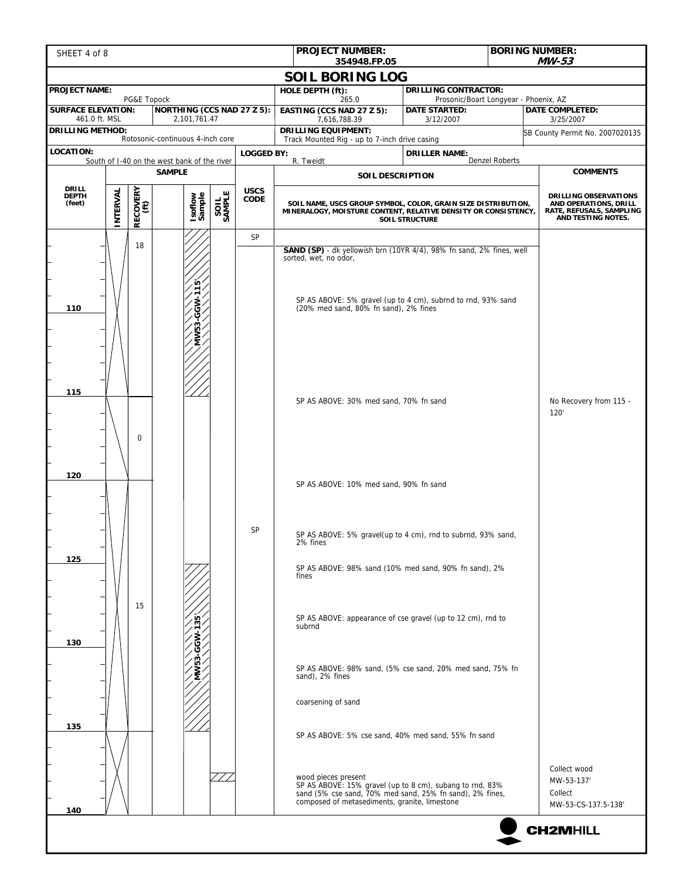| PROJECT NUMBER: 354948.FP.05 | BORING NUMBER: MW-53 |
|---|---|

# SOIL BORING LOG

| PROJECT NAME: PG&E Topock | | HOLE DEPTH (ft): 265.0 | DRILLING CONTRACTOR: Prosonic/Boart Longyear - Phoenix, AZ | |
|---|---|---|---|---|
| SURFACE ELEVATION: 461.0 ft. MSL | NORTHING (CCS NAD 27 Z 5): 2,101,761.47 | EASTING (CCS NAD 27 Z 5): 7,616,788.39 | DATE STARTED: 3/12/2007 | DATE COMPLETED: 3/25/2007 |
| DRILLING METHOD: Rotosonic-continuous 4-inch core | | DRILLING EQUIPMENT: Track Mounted Rig - up to 7-inch drive casing | | SB County Permit No. 2007020135 |
| LOCATION: South of I-40 on the west bank of the river | LOGGED BY: R. Tweidt | | DRILLER NAME: Denzel Roberts | |

| DRILL DEPTH (feet) | SAMPLE INTERVAL | RECOVERY (ft) | Isoflow Sample | SOIL SAMPLE | USCS CODE | SOIL DESCRIPTION (SOIL NAME, USCS GROUP SYMBOL, COLOR, GRAIN SIZE DISTRIBUTION, MINERALOGY, MOISTURE CONTENT, RELATIVE DENSITY OR CONSISTENCY, SOIL STRUCTURE) | COMMENTS (DRILLING OBSERVATIONS AND OPERATIONS, DRILL RATE, REFUSALS, SAMPLING AND TESTING NOTES.) |
|---|---|---|---|---|---|---|---|
| | | 18 | MW53-GGW-115' | | SP | **SAND (SP)** - dk yellowish brn (10YR 4/4), 98% fn sand, 2% fines, well sorted, wet, no odor, | |
| | | | | | | SP AS ABOVE: 5% gravel (up to 4 cm), subrnd to rnd, 93% sand (20% med sand, 80% fn sand), 2% fines | |
| 110 | | | | | | | |
| 115 | | | | | | SP AS ABOVE: 30% med sand, 70% fn sand | No Recovery from 115 - 120' |
| | | 0 | | | | | |
| 120 | | | | | | SP AS ABOVE: 10% med sand, 90% fn sand | |
| | | | | | SP | SP AS ABOVE: 5% gravel(up to 4 cm), rnd to subrnd, 93% sand, 2% fines | |
| 125 | | 15 | MW53-GGW-135' | | | SP AS ABOVE: 98% sand (10% med sand, 90% fn sand), 2% fines | |
| | | | | | | SP AS ABOVE: appearance of cse gravel (up to 12 cm), rnd to subrnd | |
| 130 | | | | | | SP AS ABOVE: 98% sand, (5% cse sand, 20% med sand, 75% fn sand), 2% fines | |
| | | | | | | coarsening of sand | |
| 135 | | | | | | SP AS ABOVE: 5% cse sand, 40% med sand, 55% fn sand | |
| | | | | X | | wood pieces present<br>SP AS ABOVE: 15% gravel (up to 8 cm), subang to rnd, 83% sand (5% cse sand, 70% med sand, 25% fn sand), 2% fines, composed of metasediments, granite, limestone | Collect wood MW-53-137'<br>Collect MW-53-CS-137.5-138' |
| 140 | | | | | | | |

CH2MHILL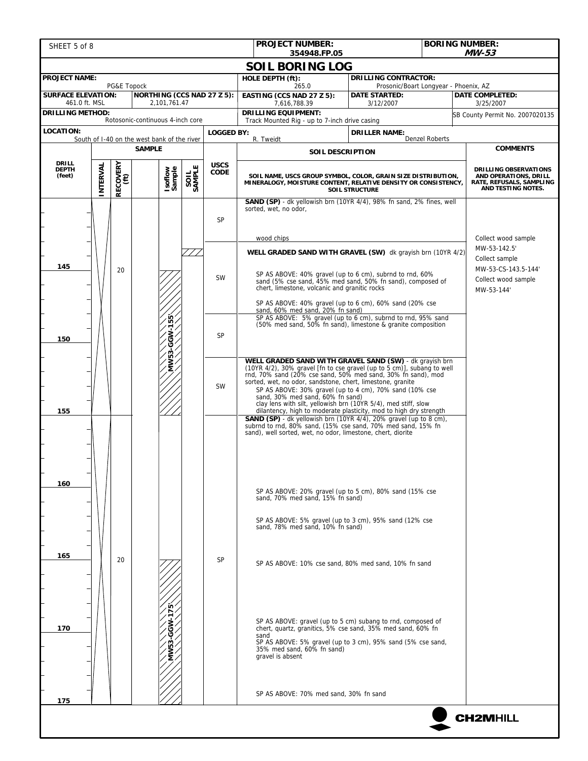**PROJECT NUMBER:** 354948.FP.05

**BORING NUMBER:** *MW-53*

# SOIL BORING LOG

| PROJECT NAME: PG&E Topock | | HOLE DEPTH (ft): 265.0 | DRILLING CONTRACTOR: Prosonic/Boart Longyear - Phoenix, AZ | |
|---|---|---|---|---|
| SURFACE ELEVATION: 461.0 ft. MSL | NORTHING (CCS NAD 27 Z 5): 2,101,761.47 | EASTING (CCS NAD 27 Z 5): 7,616,788.39 | DATE STARTED: 3/12/2007 | DATE COMPLETED: 3/25/2007 |
| DRILLING METHOD: Rotosonic-continuous 4-inch core | | DRILLING EQUIPMENT: Track Mounted Rig - up to 7-inch drive casing | | SB County Permit No. 2007020135 |
| LOCATION: South of I-40 on the west bank of the river | LOGGED BY: R. Tweidt | | DRILLER NAME: Denzel Roberts | |

| DRILL DEPTH (feet) | INTERVAL | RECOVERY (ft) | Isoflow Sample | SOIL SAMPLE | USCS CODE | SOIL DESCRIPTION (SOIL NAME, USCS GROUP SYMBOL, COLOR, GRAIN SIZE DISTRIBUTION, MINERALOGY, MOISTURE CONTENT, RELATIVE DENSITY OR CONSISTENCY, SOIL STRUCTURE) | COMMENTS (DRILLING OBSERVATIONS AND OPERATIONS, DRILL RATE, REFUSALS, SAMPLING AND TESTING NOTES.) |
|---|---|---|---|---|---|---|---|
| | | | | | SP | **SAND (SP)** - dk yellowish brn (10YR 4/4), 98% fn sand, 2% fines, well sorted, wet, no odor, | |
| | | | | | | wood chips | Collect wood sample MW-53-142.5' |
| | | | | | | **WELL GRADED SAND WITH GRAVEL (SW)** dk grayish brn (10YR 4/2) | Collect sample MW-53-CS-143.5-144' |
| 145 | | 20 | | | SW | SP AS ABOVE: 40% gravel (up to 6 cm), subrnd to rnd, 60% sand (5% cse sand, 45% med sand, 50% fn sand), composed of chert, limestone, volcanic and granitic rocks | Collect wood sample MW-53-144' |
| | | | | | | SP AS ABOVE: 40% gravel (up to 6 cm), 60% sand (20% cse sand, 60% med sand, 20% fn sand) | |
| | | | MW53-GGW-155' | | SP | SP AS ABOVE: 5% gravel (up to 6 cm), subrnd to rnd, 95% sand (50% med sand, 50% fn sand), limestone & granite composition | |
| 150 | | | | | | | |
| | | | | | SW | **WELL GRADED SAND WITH GRAVEL SAND (SW)** - dk grayish brn (10YR 4/2), 30% gravel [fn to cse gravel (up to 5 cm)], subang to well rnd, 70% sand (20% cse sand, 50% med sand, 30% fn sand), mod sorted, wet, no odor, sandstone, chert, limestone, granite | |
| | | | | | | SP AS ABOVE: 30% gravel (up to 4 cm), 70% sand (10% cse sand, 30% med sand, 60% fn sand) | |
| | | | | | | clay lens with silt, yellowish brn (10YR 5/4), med stiff, slow dilantency, high to moderate plasticity, mod to high dry strength | |
| 155 | | | | | SP | **SAND (SP)** - dk yellowish brn (10YR 4/4), 20% gravel (up to 8 cm), subrnd to rnd, 80% sand, (15% cse sand, 70% med sand, 15% fn sand), well sorted, wet, no odor, limestone, chert, diorite | |
| 160 | | | | | | SP AS ABOVE: 20% gravel (up to 5 cm), 80% sand (15% cse sand, 70% med sand, 15% fn sand) | |
| | | | | | | SP AS ABOVE: 5% gravel (up to 3 cm), 95% sand (12% cse sand, 78% med sand, 10% fn sand) | |
| 165 | | 20 | | | SP | SP AS ABOVE: 10% cse sand, 80% med sand, 10% fn sand | |
| | | | MW53-GGW-175' | | | SP AS ABOVE: gravel (up to 5 cm) subang to rnd, composed of chert, quartz, granitics, 5% cse sand, 35% med sand, 60% fn sand | |
| 170 | | | | | | SP AS ABOVE: 5% gravel (up to 3 cm), 95% sand (5% cse sand, 35% med sand, 60% fn sand) | |
| | | | | | | gravel is absent | |
| 175 | | | | | | SP AS ABOVE: 70% med sand, 30% fn sand | |

CH2MHILL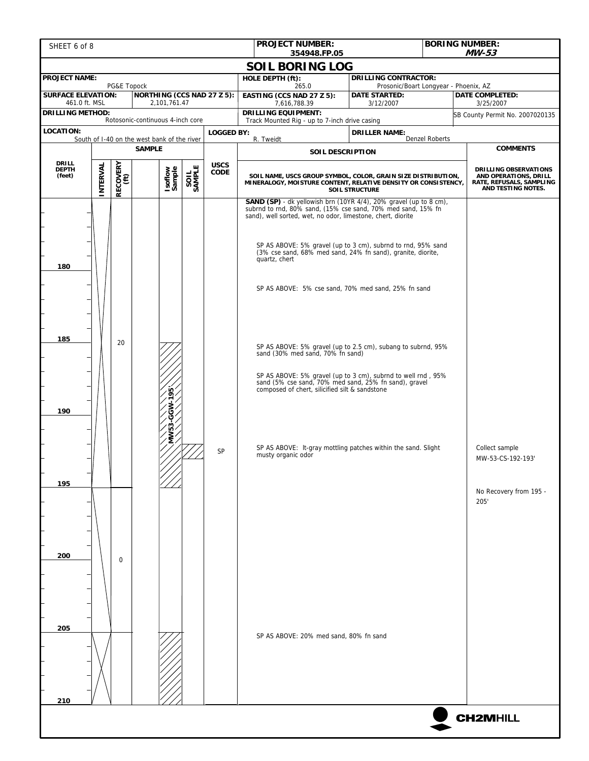**PROJECT NUMBER:** 354948.FP.05

**BORING NUMBER:** *MW-53*

# SOIL BORING LOG

| | | | |
|---|---|---|---|
| **PROJECT NAME:** PG&E Topock | **HOLE DEPTH (ft):** 265.0 | **DRILLING CONTRACTOR:** Prosonic/Boart Longyear - Phoenix, AZ | |
| **SURFACE ELEVATION:** 461.0 ft. MSL | **NORTHING (CCS NAD 27 Z 5):** 2,101,761.47 | **EASTING (CCS NAD 27 Z 5):** 7,616,788.39 | **DATE STARTED:** 3/12/2007 | 
| **DATE COMPLETED:** 3/25/2007 | **DRILLING METHOD:** Rotosonic-continuous 4-inch core | **DRILLING EQUIPMENT:** Track Mounted Rig - up to 7-inch drive casing | SB County Permit No. 2007020135 |
| **LOCATION:** South of I-40 on the west bank of the river | **LOGGED BY:** R. Tweidt | **DRILLER NAME:** Denzel Roberts | |

| DRILL DEPTH (feet) | INTERVAL | RECOVERY (ft) | Isoflow Sample | SOIL SAMPLE | USCS CODE | SOIL DESCRIPTION (SOIL NAME, USCS GROUP SYMBOL, COLOR, GRAIN SIZE DISTRIBUTION, MINERALOGY, MOISTURE CONTENT, RELATIVE DENSITY OR CONSISTENCY, SOIL STRUCTURE) | COMMENTS (DRILLING OBSERVATIONS AND OPERATIONS, DRILL RATE, REFUSALS, SAMPLING AND TESTING NOTES.) |
|---|---|---|---|---|---|---|---|
| | | | | | | **SAND (SP)** - dk yellowish brn (10YR 4/4), 20% gravel (up to 8 cm), subrnd to rnd, 80% sand, (15% cse sand, 70% med sand, 15% fn sand), well sorted, wet, no odor, limestone, chert, diorite | |
| | | | | | | SP AS ABOVE: 5% gravel (up to 3 cm), subrnd to rnd, 95% sand (3% cse sand, 68% med sand, 24% fn sand), granite, diorite, quartz, chert | |
| 180 | | | | | | SP AS ABOVE: 5% cse sand, 70% med sand, 25% fn sand | |
| 185 | | 20 | MW53-GGW-195' | | | SP AS ABOVE: 5% gravel (up to 2.5 cm), subang to subrnd, 95% sand (30% med sand, 70% fn sand) | |
| | | | | | | SP AS ABOVE: 5% gravel (up to 3 cm), subrnd to well rnd , 95% sand (5% cse sand, 70% med sand, 25% fn sand), gravel composed of chert, silicified silt & sandstone | |
| 190 | | | | | | | |
| | | | | X | SP | SP AS ABOVE: lt-gray mottling patches within the sand. Slight musty organic odor | Collect sample MW-53-CS-192-193' |
| 195 | | | | | | | No Recovery from 195 - 205' |
| 200 | | 0 | | | | | |
| 205 | | | | | | SP AS ABOVE: 20% med sand, 80% fn sand | |
| 210 | | | | | | | |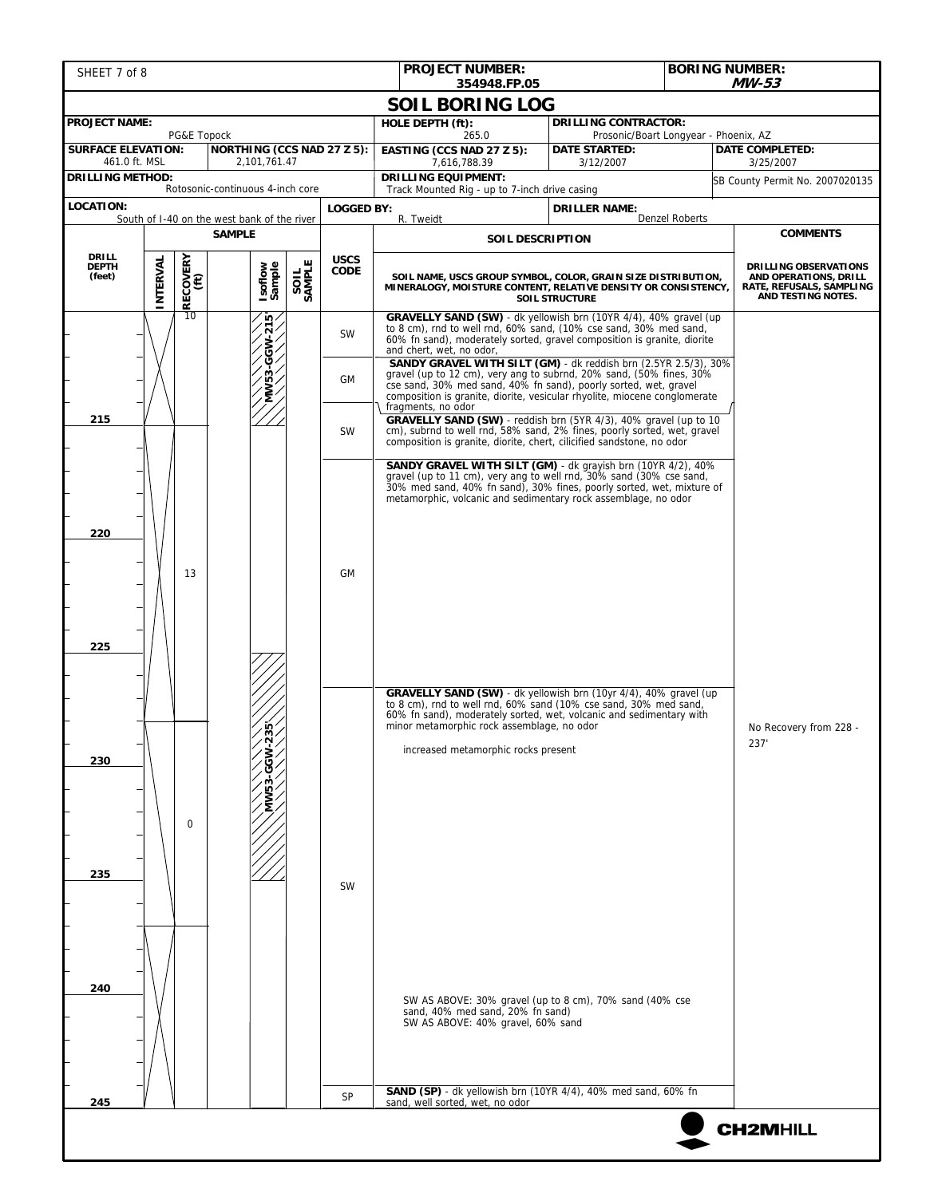| PROJECT NUMBER: 354948.FP.05 | BORING NUMBER: *MW-53* |
|---|---|

## SOIL BORING LOG

| PROJECT NAME: PG&E Topock | | HOLE DEPTH (ft): 265.0 | DRILLING CONTRACTOR: Prosonic/Boart Longyear - Phoenix, AZ | |
|---|---|---|---|---|
| SURFACE ELEVATION: 461.0 ft. MSL | NORTHING (CCS NAD 27 Z 5): 2,101,761.47 | EASTING (CCS NAD 27 Z 5): 7,616,788.39 | DATE STARTED: 3/12/2007 | DATE COMPLETED: 3/25/2007 |
| DRILLING METHOD: Rotosonic-continuous 4-inch core | | DRILLING EQUIPMENT: Track Mounted Rig - up to 7-inch drive casing | | SB County Permit No. 2007020135 |
| LOCATION: South of I-40 on the west bank of the river | LOGGED BY: R. Tweidt | | DRILLER NAME: Denzel Roberts | |

| DRILL DEPTH (feet) | INTERVAL | RECOVERY (ft) | Isoflow Sample | SOIL SAMPLE | USCS CODE | SOIL DESCRIPTION (SOIL NAME, USCS GROUP SYMBOL, COLOR, GRAIN SIZE DISTRIBUTION, MINERALOGY, MOISTURE CONTENT, RELATIVE DENSITY OR CONSISTENCY, SOIL STRUCTURE) | COMMENTS (DRILLING OBSERVATIONS AND OPERATIONS, DRILL RATE, REFUSALS, SAMPLING AND TESTING NOTES.) |
|---|---|---|---|---|---|---|---|
| | | 10 | MW53-GGW-215' | | SW | **GRAVELLY SAND (SW)** - dk yellowish brn (10YR 4/4), 40% gravel (up to 8 cm), rnd to well rnd, 60% sand, (10% cse sand, 30% med sand, 60% fn sand), moderately sorted, gravel composition is granite, diorite and chert, wet, no odor, | |
| | | | | | GM | **SANDY GRAVEL WITH SILT (GM)** - dk reddish brn (2.5YR 2.5/3), 30% gravel (up to 12 cm), very ang to subrnd, 20% sand, (50% fines, 30% cse sand, 30% med sand, 40% fn sand), poorly sorted, wet, gravel composition is granite, diorite, vesicular rhyolite, miocene conglomerate fragments, no odor | |
| 215 | | | | | SW | **GRAVELLY SAND (SW)** - reddish brn (5YR 4/3), 40% gravel (up to 10 cm), subrnd to well rnd, 58% sand, 2% fines, poorly sorted, wet, gravel composition is granite, diorite, chert, cilicified sandstone, no odor | |
| 220 | | 13 | | | GM | **SANDY GRAVEL WITH SILT (GM)** - dk grayish brn (10YR 4/2), 40% gravel (up to 11 cm), very ang to well rnd, 30% sand (30% cse sand, 30% med sand, 40% fn sand), 30% fines, poorly sorted, wet, mixture of metamorphic, volcanic and sedimentary rock assemblage, no odor | |
| 225 | | | | | | | |
| 230 | | 0 | MW53-GGW-235' | | SW | **GRAVELLY SAND (SW)** - dk yellowish brn (10yr 4/4), 40% gravel (up to 8 cm), rnd to well rnd, 60% sand (10% cse sand, 30% med sand, 60% fn sand), moderately sorted, wet, volcanic and sedimentary with minor metamorphic rock assemblage, no odor<br>increased metamorphic rocks present | No Recovery from 228 - 237' |
| 235 | | | | | | | |
| 240 | | | | | | SW AS ABOVE: 30% gravel (up to 8 cm), 70% sand (40% cse sand, 40% med sand, 20% fn sand)<br>SW AS ABOVE: 40% gravel, 60% sand | |
| 245 | | | | | SP | **SAND (SP)** - dk yellowish brn (10YR 4/4), 40% med sand, 60% fn sand, well sorted, wet, no odor | |

CH2MHILL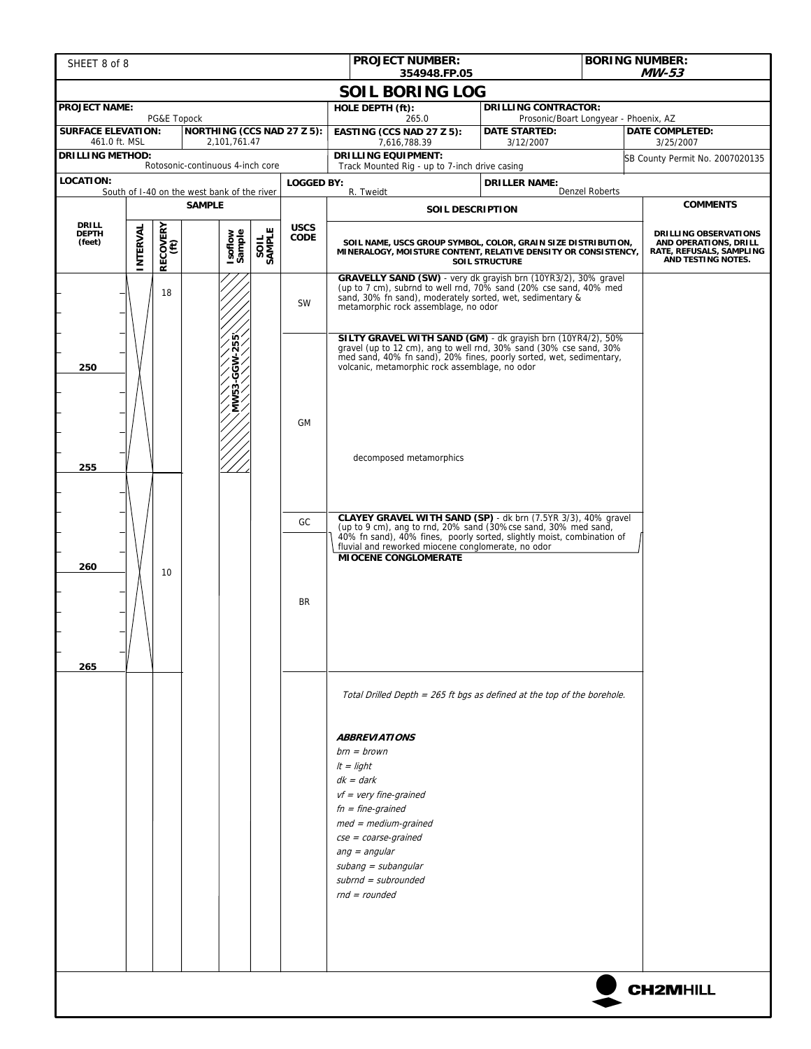**PROJECT NUMBER:** 354948.FP.05

**BORING NUMBER:** *MW-53*

# SOIL BORING LOG

| | | | |
|---|---|---|---|
| **PROJECT NAME:** PG&E Topock | | **HOLE DEPTH (ft):** 265.0 | **DRILLING CONTRACTOR:** Prosonic/Boart Longyear - Phoenix, AZ |
| **SURFACE ELEVATION:** 461.0 ft. MSL | **NORTHING (CCS NAD 27 Z 5):** 2,101,761.47 | **EASTING (CCS NAD 27 Z 5):** 7,616,788.39 | **DATE STARTED:** 3/12/2007 — **DATE COMPLETED:** 3/25/2007 |
| **DRILLING METHOD:** Rotosonic-continuous 4-inch core | | **DRILLING EQUIPMENT:** Track Mounted Rig - up to 7-inch drive casing | SB County Permit No. 2007020135 |
| **LOCATION:** South of I-40 on the west bank of the river | **LOGGED BY:** R. Tweidt | | **DRILLER NAME:** Denzel Roberts |

| DRILL DEPTH (feet) | INTERVAL | RECOVERY (ft) | Isoflow Sample | SOIL SAMPLE | USCS CODE | SOIL DESCRIPTION (SOIL NAME, USCS GROUP SYMBOL, COLOR, GRAIN SIZE DISTRIBUTION, MINERALOGY, MOISTURE CONTENT, RELATIVE DENSITY OR CONSISTENCY, SOIL STRUCTURE) | COMMENTS (DRILLING OBSERVATIONS AND OPERATIONS, DRILL RATE, REFUSALS, SAMPLING AND TESTING NOTES.) |
|---|---|---|---|---|---|---|---|
| | | 18 | | | SW | **GRAVELLY SAND (SW)** - very dk grayish brn (10YR3/2), 30% gravel (up to 7 cm), subrnd to well rnd, 70% sand (20% cse sand, 40% med sand, 30% fn sand), moderately sorted, wet, sedimentary & metamorphic rock assemblage, no odor | |
| 250 | | | MW53-GGW-255' | | GM | **SILTY GRAVEL WITH SAND (GM)** - dk grayish brn (10YR4/2), 50% gravel (up to 12 cm), ang to well rnd, 30% sand (30% cse sand, 30% med sand, 40% fn sand), 20% fines, poorly sorted, wet, sedimentary, volcanic, metamorphic rock assemblage, no odor | |
| 255 | | | | | | decomposed metamorphics | |
| | | | | | GC | **CLAYEY GRAVEL WITH SAND (SP)** - dk brn (7.5YR 3/3), 40% gravel (up to 9 cm), ang to rnd, 20% sand (30% cse sand, 30% med sand, 40% fn sand), 40% fines, poorly sorted, slightly moist, combination of fluvial and reworked miocene conglomerate, no odor | |
| 260 | | 10 | | | BR | **MIOCENE CONGLOMERATE** | |
| 265 | | | | | | | |

*Total Drilled Depth = 265 ft bgs as defined at the top of the borehole.*

***ABBREVIATIONS***

*brn = brown*
*lt = light*
*dk = dark*
*vf = very fine-grained*
*fn = fine-grained*
*med = medium-grained*
*cse = coarse-grained*
*ang = angular*
*subang = subangular*
*subrnd = subrounded*
*rnd = rounded*

CH2MHILL